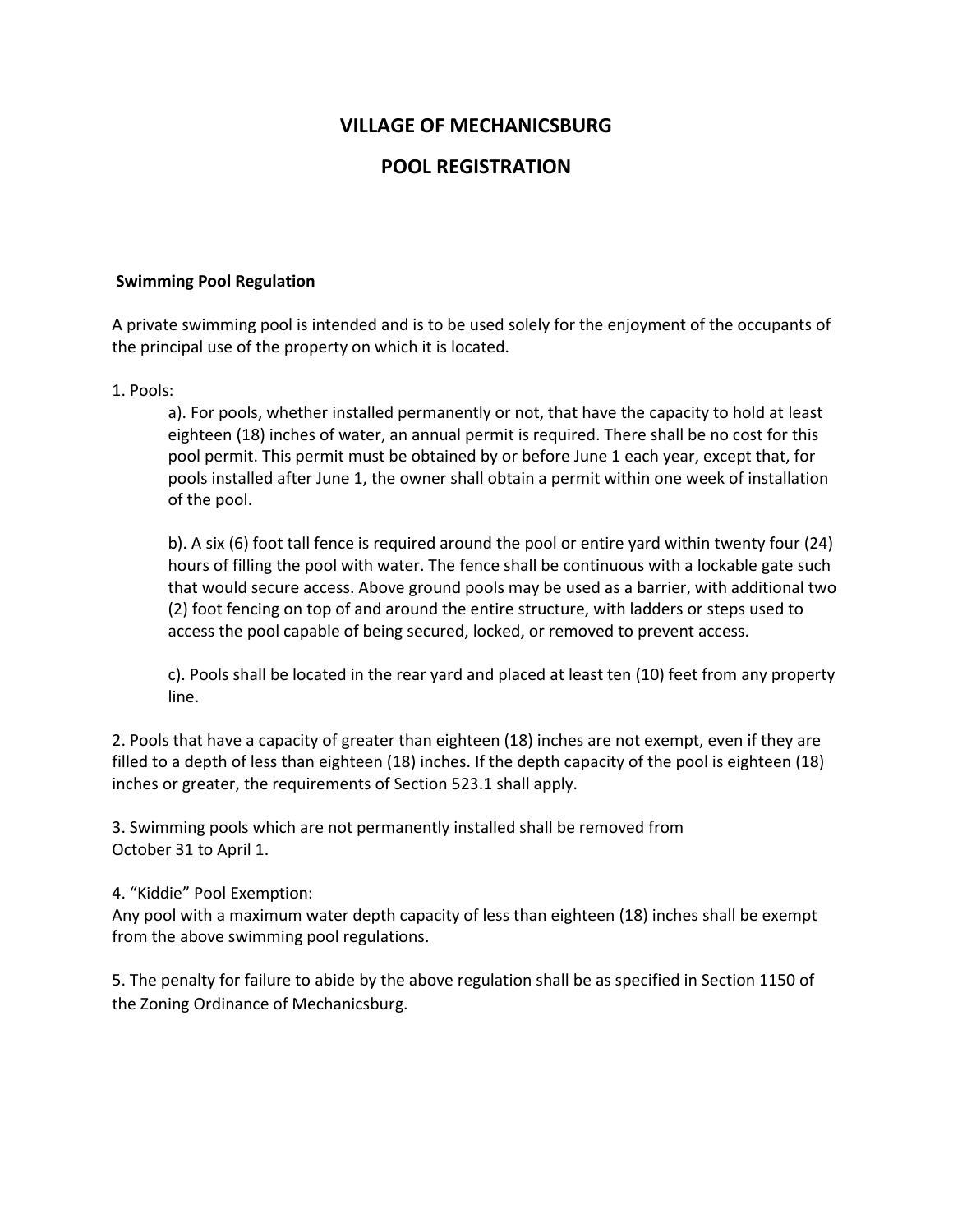# VILLAGE OF MECHANICSBURG

# POOL REGISTRATION

**Swimming Pool Regulation**

A private swimming pool is intended and is to be used solely for the enjoyment of the occupants of the principal use of the property on which it is located.

1. Pools:

   a). For pools, whether installed permanently or not, that have the capacity to hold at least eighteen (18) inches of water, an annual permit is required. There shall be no cost for this pool permit. This permit must be obtained by or before June 1 each year, except that, for pools installed after June 1, the owner shall obtain a permit within one week of installation of the pool.

   b). A six (6) foot tall fence is required around the pool or entire yard within twenty four (24) hours of filling the pool with water. The fence shall be continuous with a lockable gate such that would secure access. Above ground pools may be used as a barrier, with additional two (2) foot fencing on top of and around the entire structure, with ladders or steps used to access the pool capable of being secured, locked, or removed to prevent access.

   c). Pools shall be located in the rear yard and placed at least ten (10) feet from any property line.

2. Pools that have a capacity of greater than eighteen (18) inches are not exempt, even if they are filled to a depth of less than eighteen (18) inches. If the depth capacity of the pool is eighteen (18) inches or greater, the requirements of Section 523.1 shall apply.

3. Swimming pools which are not permanently installed shall be removed from October 31 to April 1.

4. "Kiddie" Pool Exemption:
Any pool with a maximum water depth capacity of less than eighteen (18) inches shall be exempt from the above swimming pool regulations.

5. The penalty for failure to abide by the above regulation shall be as specified in Section 1150 of the Zoning Ordinance of Mechanicsburg.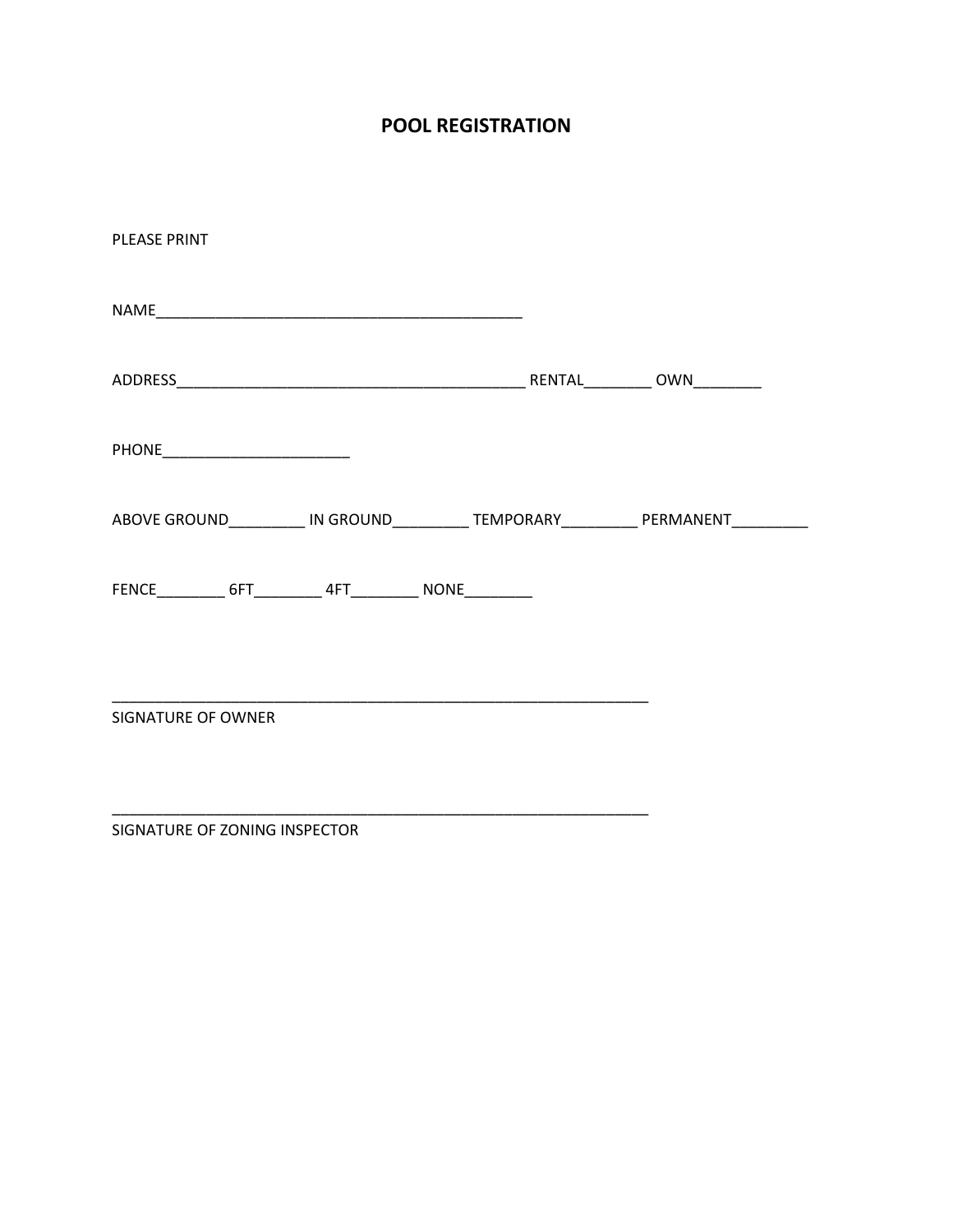# POOL REGISTRATION

PLEASE PRINT

NAME______________________________________________

ADDRESS____________________________________________ RENTAL________ OWN________

PHONE_______________________

ABOVE GROUND_________ IN GROUND_________ TEMPORARY_________ PERMANENT_________

FENCE________ 6FT________ 4FT________ NONE________

___________________________________________________________________

SIGNATURE OF OWNER

___________________________________________________________________

SIGNATURE OF ZONING INSPECTOR